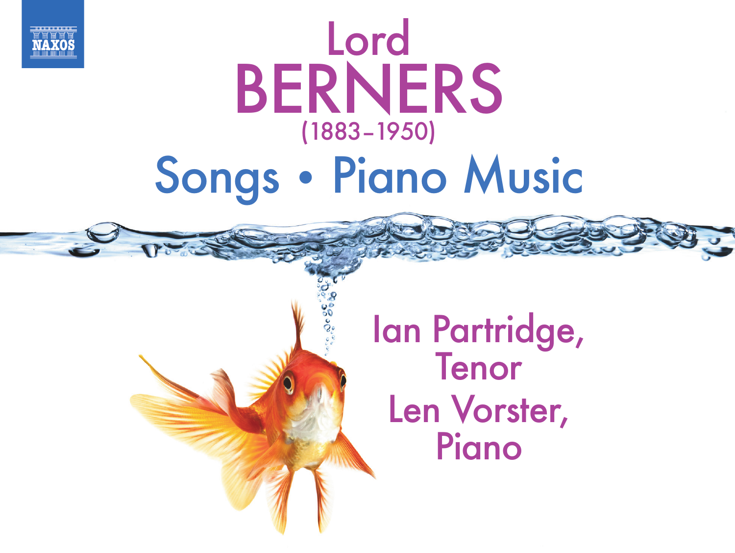NAXOS

# Lord BERNERS

(1883–1950)

## Songs • Piano Music

Ian Partridge, Tenor

Len Vorster, Piano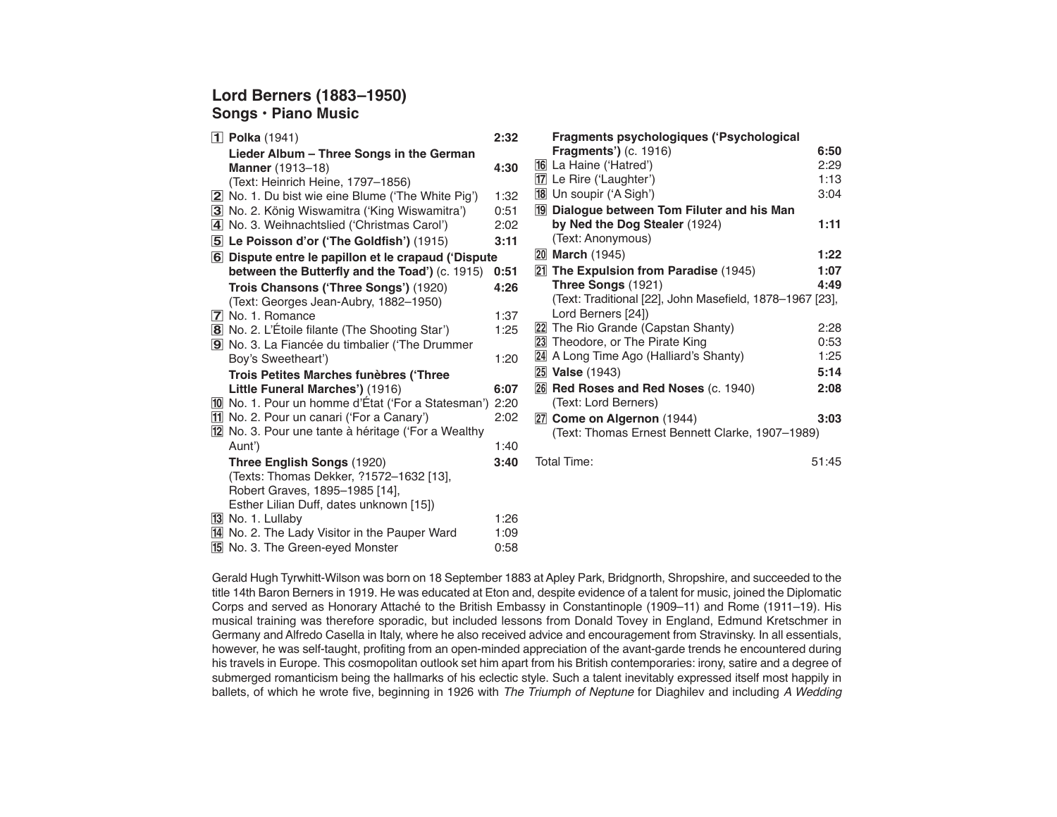## Lord Berners (1883–1950)
### Songs • Piano Music

| | | |
|---|---|---|
| 1 | **Polka** (1941) | **2:32** |
| | **Lieder Album – Three Songs in the German Manner** (1913–18) (Text: Heinrich Heine, 1797–1856) | **4:30** |
| 2 | No. 1. Du bist wie eine Blume ('The White Pig') | 1:32 |
| 3 | No. 2. König Wiswamitra ('King Wiswamitra') | 0:51 |
| 4 | No. 3. Weihnachtslied ('Christmas Carol') | 2:02 |
| 5 | **Le Poisson d'or ('The Goldfish')** (1915) | **3:11** |
| 6 | **Dispute entre le papillon et le crapaud ('Dispute between the Butterfly and the Toad')** (c. 1915) | **0:51** |
| | **Trois Chansons ('Three Songs')** (1920) (Text: Georges Jean-Aubry, 1882–1950) | **4:26** |
| 7 | No. 1. Romance | 1:37 |
| 8 | No. 2. L'Étoile filante (The Shooting Star') | 1:25 |
| 9 | No. 3. La Fiancée du timbalier ('The Drummer Boy's Sweetheart') | 1:20 |
| | **Trois Petites Marches funèbres ('Three Little Funeral Marches')** (1916) | **6:07** |
| 10 | No. 1. Pour un homme d'État ('For a Statesman') | 2:20 |
| 11 | No. 2. Pour un canari ('For a Canary') | 2:02 |
| 12 | No. 3. Pour une tante à héritage ('For a Wealthy Aunt') | 1:40 |
| | **Three English Songs** (1920) (Texts: Thomas Dekker, ?1572–1632 [13], Robert Graves, 1895–1985 [14], Esther Lilian Duff, dates unknown [15]) | **3:40** |
| 13 | No. 1. Lullaby | 1:26 |
| 14 | No. 2. The Lady Visitor in the Pauper Ward | 1:09 |
| 15 | No. 3. The Green-eyed Monster | 0:58 |
| | **Fragments psychologiques ('Psychological Fragments')** (c. 1916) | **6:50** |
| 16 | La Haine ('Hatred') | 2:29 |
| 17 | Le Rire ('Laughter') | 1:13 |
| 18 | Un soupir ('A Sigh') | 3:04 |
| 19 | **Dialogue between Tom Filuter and his Man by Ned the Dog Stealer** (1924) (Text: Anonymous) | **1:11** |
| 20 | **March** (1945) | **1:22** |
| 21 | **The Expulsion from Paradise** (1945) | **1:07** |
| | **Three Songs** (1921) (Text: Traditional [22], John Masefield, 1878–1967 [23], Lord Berners [24]) | **4:49** |
| 22 | The Rio Grande (Capstan Shanty) | 2:28 |
| 23 | Theodore, or The Pirate King | 0:53 |
| 24 | A Long Time Ago (Halliard's Shanty) | 1:25 |
| 25 | **Valse** (1943) | **5:14** |
| 26 | **Red Roses and Red Noses** (c. 1940) (Text: Lord Berners) | **2:08** |
| 27 | **Come on Algernon** (1944) (Text: Thomas Ernest Bennett Clarke, 1907–1989) | **3:03** |
| | Total Time: | 51:45 |

Gerald Hugh Tyrwhitt-Wilson was born on 18 September 1883 at Apley Park, Bridgnorth, Shropshire, and succeeded to the title 14th Baron Berners in 1919. He was educated at Eton and, despite evidence of a talent for music, joined the Diplomatic Corps and served as Honorary Attaché to the British Embassy in Constantinople (1909–11) and Rome (1911–19). His musical training was therefore sporadic, but included lessons from Donald Tovey in England, Edmund Kretschmer in Germany and Alfredo Casella in Italy, where he also received advice and encouragement from Stravinsky. In all essentials, however, he was self-taught, profiting from an open-minded appreciation of the avant-garde trends he encountered during his travels in Europe. This cosmopolitan outlook set him apart from his British contemporaries: irony, satire and a degree of submerged romanticism being the hallmarks of his eclectic style. Such a talent inevitably expressed itself most happily in ballets, of which he wrote five, beginning in 1926 with *The Triumph of Neptune* for Diaghilev and including *A Wedding*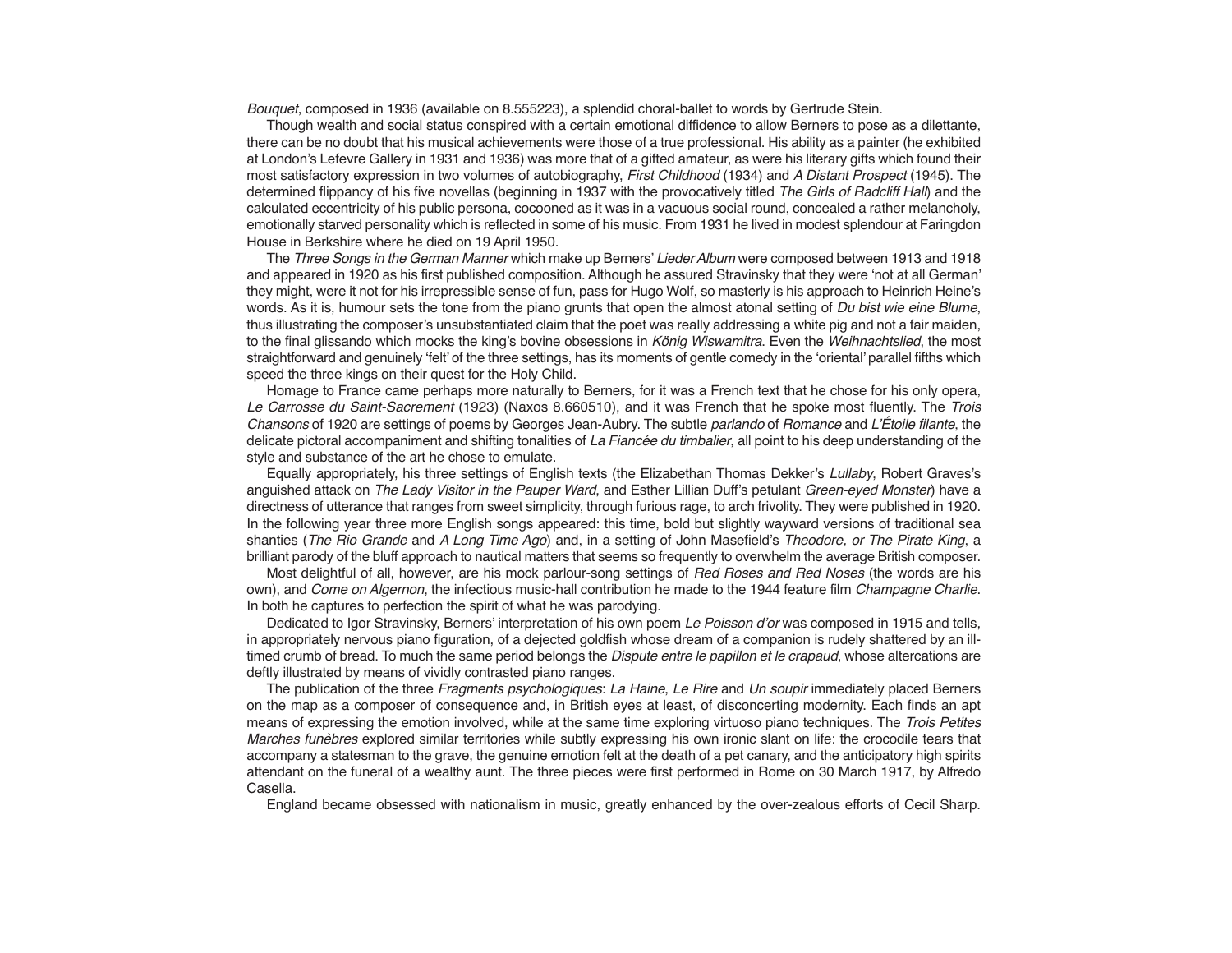*Bouquet*, composed in 1936 (available on 8.555223), a splendid choral-ballet to words by Gertrude Stein.

Though wealth and social status conspired with a certain emotional diffidence to allow Berners to pose as a dilettante, there can be no doubt that his musical achievements were those of a true professional. His ability as a painter (he exhibited at London's Lefevre Gallery in 1931 and 1936) was more that of a gifted amateur, as were his literary gifts which found their most satisfactory expression in two volumes of autobiography, *First Childhood* (1934) and *A Distant Prospect* (1945). The determined flippancy of his five novellas (beginning in 1937 with the provocatively titled *The Girls of Radcliff Hall*) and the calculated eccentricity of his public persona, cocooned as it was in a vacuous social round, concealed a rather melancholy, emotionally starved personality which is reflected in some of his music. From 1931 he lived in modest splendour at Faringdon House in Berkshire where he died on 19 April 1950.

The *Three Songs in the German Manner* which make up Berners' *Lieder Album* were composed between 1913 and 1918 and appeared in 1920 as his first published composition. Although he assured Stravinsky that they were 'not at all German' they might, were it not for his irrepressible sense of fun, pass for Hugo Wolf, so masterly is his approach to Heinrich Heine's words. As it is, humour sets the tone from the piano grunts that open the almost atonal setting of *Du bist wie eine Blume*, thus illustrating the composer's unsubstantiated claim that the poet was really addressing a white pig and not a fair maiden, to the final glissando which mocks the king's bovine obsessions in *König Wiswamitra*. Even the *Weihnachtslied*, the most straightforward and genuinely 'felt' of the three settings, has its moments of gentle comedy in the 'oriental' parallel fifths which speed the three kings on their quest for the Holy Child.

Homage to France came perhaps more naturally to Berners, for it was a French text that he chose for his only opera, *Le Carrosse du Saint-Sacrement* (1923) (Naxos 8.660510), and it was French that he spoke most fluently. The *Trois Chansons* of 1920 are settings of poems by Georges Jean-Aubry. The subtle *parlando* of *Romance* and *L'Étoile filante*, the delicate pictoral accompaniment and shifting tonalities of *La Fiancée du timbalier*, all point to his deep understanding of the style and substance of the art he chose to emulate.

Equally appropriately, his three settings of English texts (the Elizabethan Thomas Dekker's *Lullaby*, Robert Graves's anguished attack on *The Lady Visitor in the Pauper Ward*, and Esther Lillian Duff's petulant *Green-eyed Monster*) have a directness of utterance that ranges from sweet simplicity, through furious rage, to arch frivolity. They were published in 1920. In the following year three more English songs appeared: this time, bold but slightly wayward versions of traditional sea shanties (*The Rio Grande* and *A Long Time Ago*) and, in a setting of John Masefield's *Theodore, or The Pirate King*, a brilliant parody of the bluff approach to nautical matters that seems so frequently to overwhelm the average British composer.

Most delightful of all, however, are his mock parlour-song settings of *Red Roses and Red Noses* (the words are his own), and *Come on Algernon*, the infectious music-hall contribution he made to the 1944 feature film *Champagne Charlie.* In both he captures to perfection the spirit of what he was parodying.

Dedicated to Igor Stravinsky, Berners' interpretation of his own poem *Le Poisson d'or* was composed in 1915 and tells, in appropriately nervous piano figuration, of a dejected goldfish whose dream of a companion is rudely shattered by an ill-timed crumb of bread. To much the same period belongs the *Dispute entre le papillon et le crapaud*, whose altercations are deftly illustrated by means of vividly contrasted piano ranges.

The publication of the three *Fragments psychologiques*: *La Haine*, *Le Rire* and *Un soupir* immediately placed Berners on the map as a composer of consequence and, in British eyes at least, of disconcerting modernity. Each finds an apt means of expressing the emotion involved, while at the same time exploring virtuoso piano techniques. The *Trois Petites Marches funèbres* explored similar territories while subtly expressing his own ironic slant on life: the crocodile tears that accompany a statesman to the grave, the genuine emotion felt at the death of a pet canary, and the anticipatory high spirits attendant on the funeral of a wealthy aunt. The three pieces were first performed in Rome on 30 March 1917, by Alfredo Casella.

England became obsessed with nationalism in music, greatly enhanced by the over-zealous efforts of Cecil Sharp.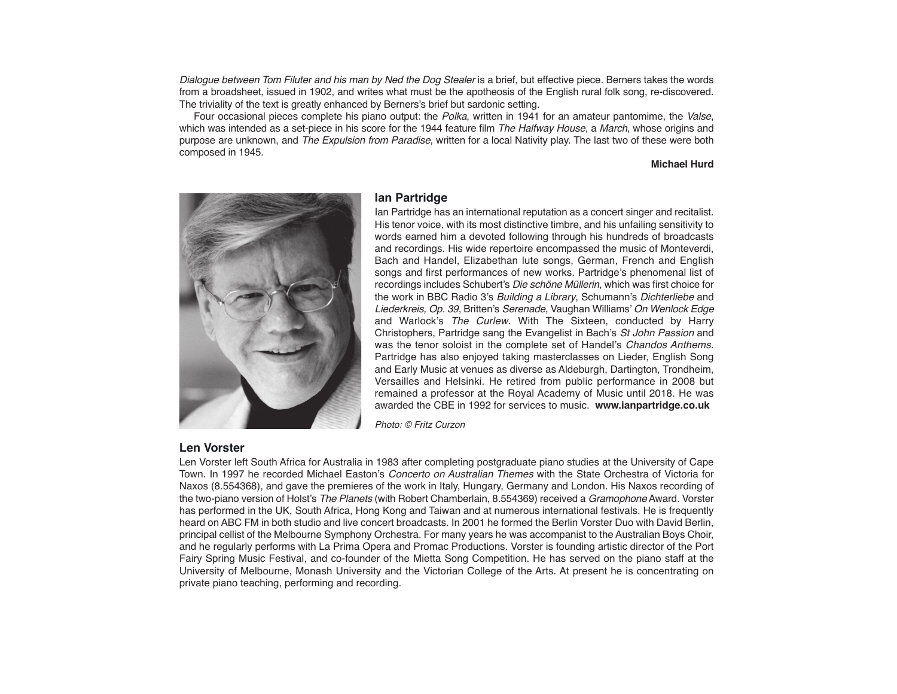*Dialogue between Tom Filuter and his man by Ned the Dog Stealer* is a brief, but effective piece. Berners takes the words from a broadsheet, issued in 1902, and writes what must be the apotheosis of the English rural folk song, re-discovered. The triviality of the text is greatly enhanced by Berners's brief but sardonic setting.

Four occasional pieces complete his piano output: the *Polka*, written in 1941 for an amateur pantomime, the *Valse*, which was intended as a set-piece in his score for the 1944 feature film *The Halfway House*, a *March*, whose origins and purpose are unknown, and *The Expulsion from Paradise*, written for a local Nativity play. The last two of these were both composed in 1945.

**Michael Hurd**

## Ian Partridge

Ian Partridge has an international reputation as a concert singer and recitalist. His tenor voice, with its most distinctive timbre, and his unfailing sensitivity to words earned him a devoted following through his hundreds of broadcasts and recordings. His wide repertoire encompassed the music of Monteverdi, Bach and Handel, Elizabethan lute songs, German, French and English songs and first performances of new works. Partridge's phenomenal list of recordings includes Schubert's *Die schöne Müllerin*, which was first choice for the work in BBC Radio 3's *Building a Library*, Schumann's *Dichterliebe* and *Liederkreis, Op. 39*, Britten's *Serenade*, Vaughan Williams' *On Wenlock Edge* and Warlock's *The Curlew*. With The Sixteen, conducted by Harry Christophers, Partridge sang the Evangelist in Bach's *St John Passion* and was the tenor soloist in the complete set of Handel's *Chandos Anthems*. Partridge has also enjoyed taking masterclasses on Lieder, English Song and Early Music at venues as diverse as Aldeburgh, Dartington, Trondheim, Versailles and Helsinki. He retired from public performance in 2008 but remained a professor at the Royal Academy of Music until 2018. He was awarded the CBE in 1992 for services to music. **www.ianpartridge.co.uk**

*Photo: © Fritz Curzon*

## Len Vorster

Len Vorster left South Africa for Australia in 1983 after completing postgraduate piano studies at the University of Cape Town. In 1997 he recorded Michael Easton's *Concerto on Australian Themes* with the State Orchestra of Victoria for Naxos (8.554368), and gave the premieres of the work in Italy, Hungary, Germany and London. His Naxos recording of the two-piano version of Holst's *The Planets* (with Robert Chamberlain, 8.554369) received a *Gramophone* Award. Vorster has performed in the UK, South Africa, Hong Kong and Taiwan and at numerous international festivals. He is frequently heard on ABC FM in both studio and live concert broadcasts. In 2001 he formed the Berlin Vorster Duo with David Berlin, principal cellist of the Melbourne Symphony Orchestra. For many years he was accompanist to the Australian Boys Choir, and he regularly performs with La Prima Opera and Promac Productions. Vorster is founding artistic director of the Port Fairy Spring Music Festival, and co-founder of the Mietta Song Competition. He has served on the piano staff at the University of Melbourne, Monash University and the Victorian College of the Arts. At present he is concentrating on private piano teaching, performing and recording.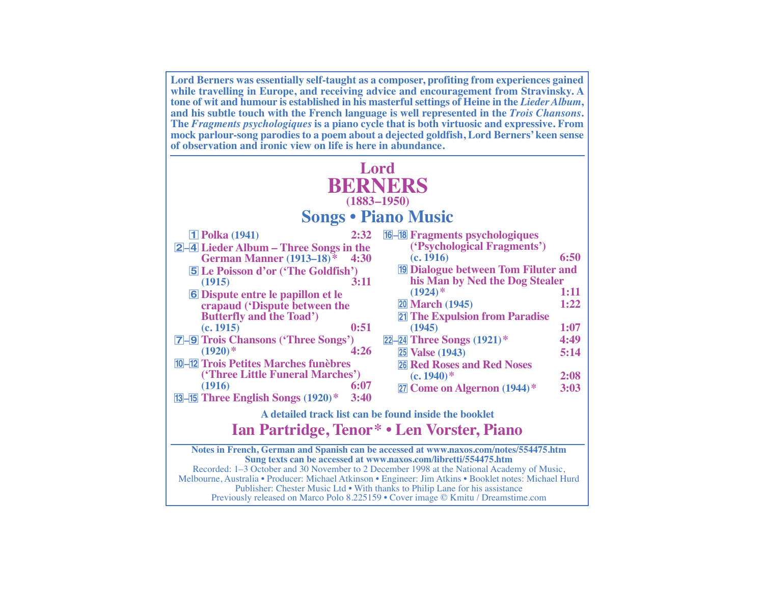**Lord Berners was essentially self-taught as a composer, profiting from experiences gained while travelling in Europe, and receiving advice and encouragement from Stravinsky. A tone of wit and humour is established in his masterful settings of Heine in the *Lieder Album*, and his subtle touch with the French language is well represented in the *Trois Chansons*. The *Fragments psychologiques* is a piano cycle that is both virtuosic and expressive. From mock parlour-song parodies to a poem about a dejected goldfish, Lord Berners' keen sense of observation and ironic view on life is here in abundance.**

---

# Lord
# BERNERS
## (1883–1950)

# Songs • Piano Music

| | | |
|---|---|---|
| 1 | Polka (1941) | 2:32 |
| 2–4 | Lieder Album – Three Songs in the German Manner (1913–18)* | 4:30 |
| 5 | Le Poisson d'or ('The Goldfish') (1915) | 3:11 |
| 6 | Dispute entre le papillon et le crapaud ('Dispute between the Butterfly and the Toad') (c. 1915) | 0:51 |
| 7–9 | Trois Chansons ('Three Songs') (1920)* | 4:26 |
| 10–12 | Trois Petites Marches funèbres ('Three Little Funeral Marches') (1916) | 6:07 |
| 13–15 | Three English Songs (1920)* | 3:40 |
| 16–18 | Fragments psychologiques ('Psychological Fragments') (c. 1916) | 6:50 |
| 19 | Dialogue between Tom Filuter and his Man by Ned the Dog Stealer (1924)* | 1:11 |
| 20 | March (1945) | 1:22 |
| 21 | The Expulsion from Paradise (1945) | 1:07 |
| 22–24 | Three Songs (1921)* | 4:49 |
| 25 | Valse (1943) | 5:14 |
| 26 | Red Roses and Red Noses (c. 1940)* | 2:08 |
| 27 | Come on Algernon (1944)* | 3:03 |

**A detailed track list can be found inside the booklet**

## Ian Partridge, Tenor* • Len Vorster, Piano

---

**Notes in French, German and Spanish can be accessed at www.naxos.com/notes/554475.htm**
**Sung texts can be accessed at www.naxos.com/libretti/554475.htm**

Recorded: 1–3 October and 30 November to 2 December 1998 at the National Academy of Music, Melbourne, Australia • Producer: Michael Atkinson • Engineer: Jim Atkins • Booklet notes: Michael Hurd
Publisher: Chester Music Ltd • With thanks to Philip Lane for his assistance
Previously released on Marco Polo 8.225159 • Cover image © Kmitu / Dreamstime.com